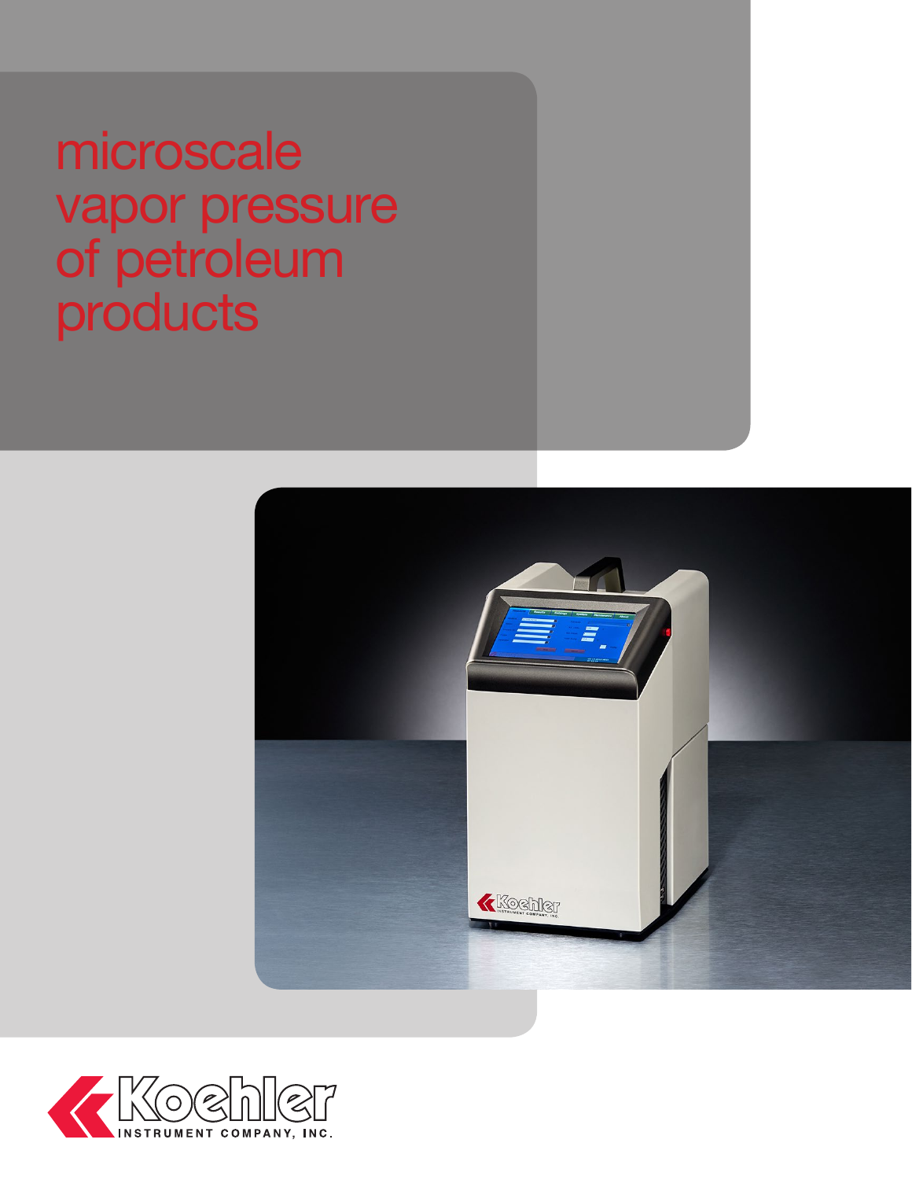# microscale vapor pressure of petroleum products

Koehler INSTRUMENT COMPANY, INC.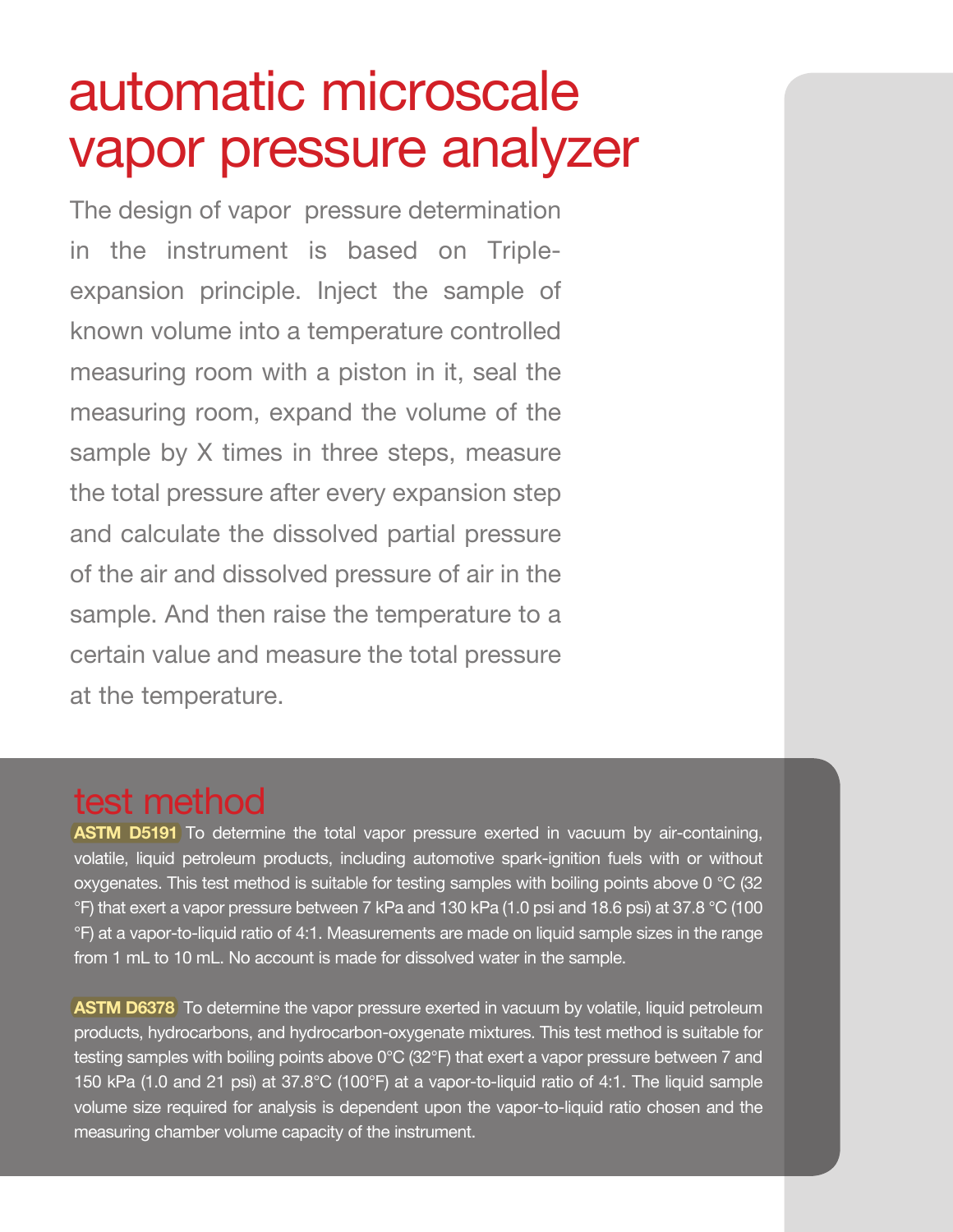# automatic microscale vapor pressure analyzer

The design of vapor  pressure determination in the instrument is based on Triple-expansion principle. Inject the sample of known volume into a temperature controlled measuring room with a piston in it, seal the measuring room, expand the volume of the sample by X times in three steps, measure the total pressure after every expansion step and calculate the dissolved partial pressure of the air and dissolved pressure of air in the sample. And then raise the temperature to a certain value and measure the total pressure at the temperature.

## test method

**ASTM D5191** To determine the total vapor pressure exerted in vacuum by air-containing, volatile, liquid petroleum products, including automotive spark-ignition fuels with or without oxygenates. This test method is suitable for testing samples with boiling points above 0 °C (32 °F) that exert a vapor pressure between 7 kPa and 130 kPa (1.0 psi and 18.6 psi) at 37.8 °C (100 °F) at a vapor-to-liquid ratio of 4:1. Measurements are made on liquid sample sizes in the range from 1 mL to 10 mL. No account is made for dissolved water in the sample.

**ASTM D6378** To determine the vapor pressure exerted in vacuum by volatile, liquid petroleum products, hydrocarbons, and hydrocarbon-oxygenate mixtures. This test method is suitable for testing samples with boiling points above 0°C (32°F) that exert a vapor pressure between 7 and 150 kPa (1.0 and 21 psi) at 37.8°C (100°F) at a vapor-to-liquid ratio of 4:1. The liquid sample volume size required for analysis is dependent upon the vapor-to-liquid ratio chosen and the measuring chamber volume capacity of the instrument.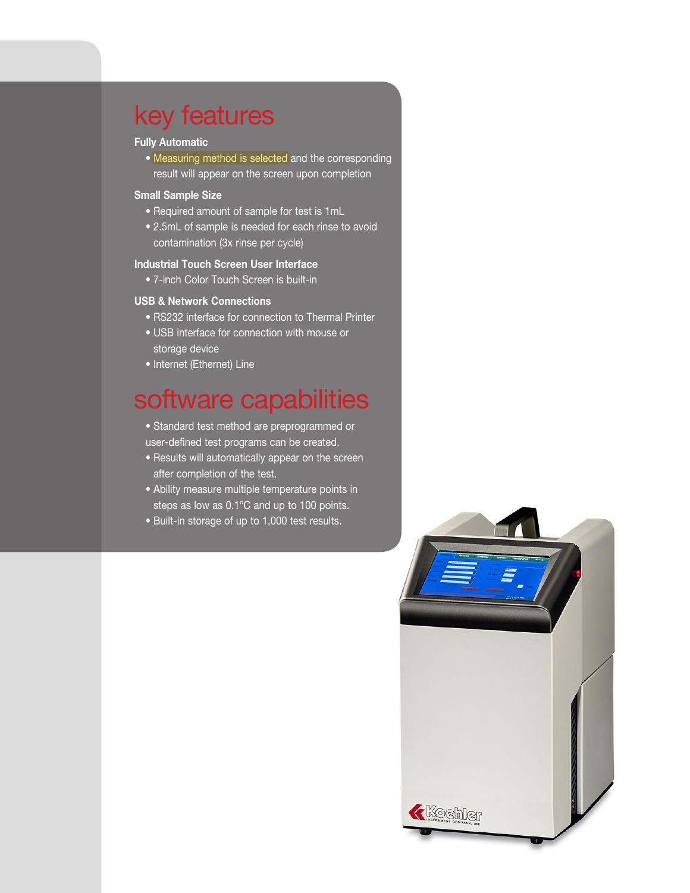# key features

**Fully Automatic**

- Measuring method is selected and the corresponding result will appear on the screen upon completion

**Small Sample Size**

- Required amount of sample for test is 1mL
- 2.5mL of sample is needed for each rinse to avoid contamination (3x rinse per cycle)

**Industrial Touch Screen User Interface**

- 7-inch Color Touch Screen is built-in

**USB & Network Connections**

- RS232 interface for connection to Thermal Printer
- USB interface for connection with mouse or storage device
- Internet (Ethernet) Line

# software capabilities

- Standard test method are preprogrammed or user-defined test programs can be created.
- Results will automatically appear on the screen after completion of the test.
- Ability measure multiple temperature points in steps as low as 0.1°C and up to 100 points.
- Built-in storage of up to 1,000 test results.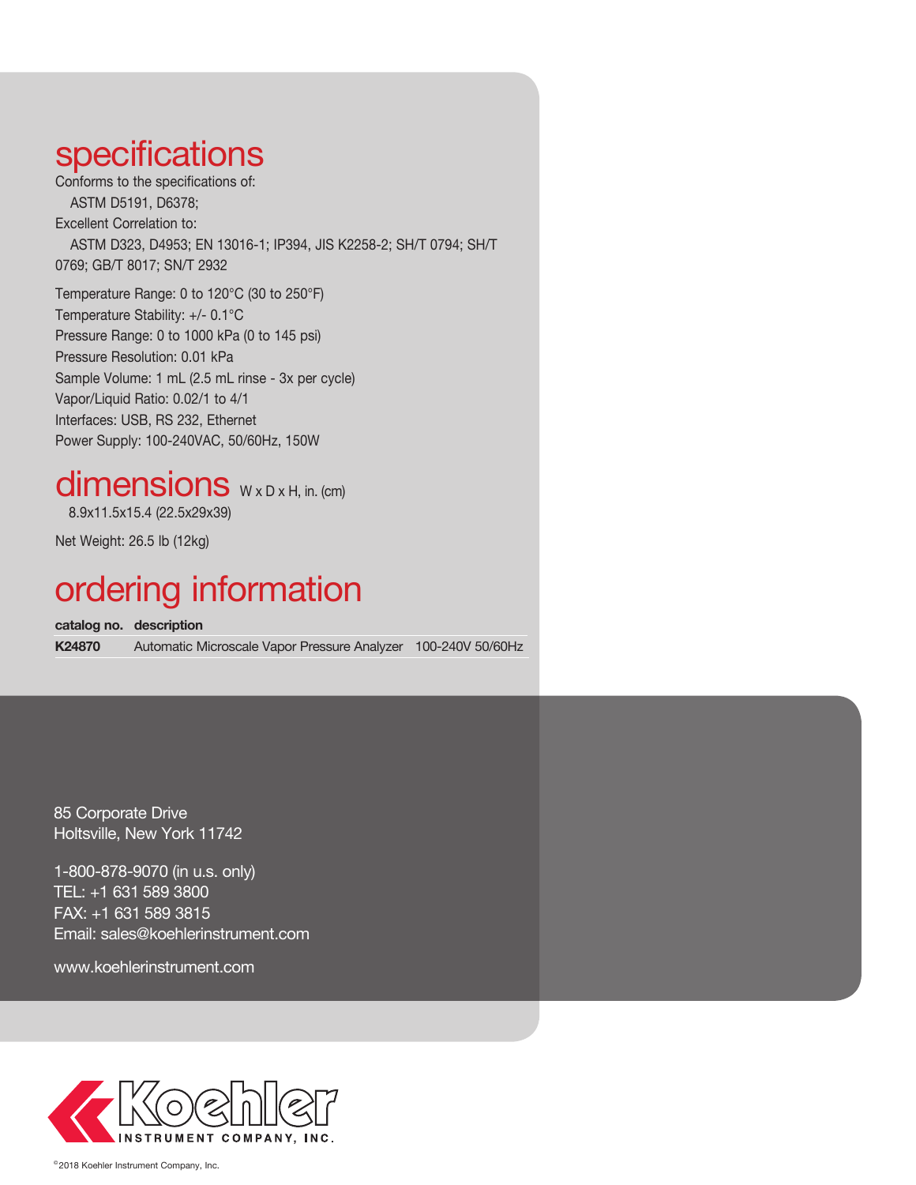# specifications

Conforms to the specifications of:
ASTM D5191, D6378;

Excellent Correlation to:
ASTM D323, D4953; EN 13016-1; IP394, JIS K2258-2; SH/T 0794; SH/T 0769; GB/T 8017; SN/T 2932

Temperature Range: 0 to 120°C (30 to 250°F)
Temperature Stability: +/- 0.1°C
Pressure Range: 0 to 1000 kPa (0 to 145 psi)
Pressure Resolution: 0.01 kPa
Sample Volume: 1 mL (2.5 mL rinse - 3x per cycle)
Vapor/Liquid Ratio: 0.02/1 to 4/1
Interfaces: USB, RS 232, Ethernet
Power Supply: 100-240VAC, 50/60Hz, 150W

# dimensions W x D x H, in. (cm)

8.9x11.5x15.4 (22.5x29x39)

Net Weight: 26.5 lb (12kg)

# ordering information

| catalog no. | description | |
|---|---|---|
| **K24870** | Automatic Microscale Vapor Pressure Analyzer | 100-240V 50/60Hz |

85 Corporate Drive
Holtsville, New York 11742

1-800-878-9070 (in u.s. only)
TEL: +1 631 589 3800
FAX: +1 631 589 3815
Email: sales@koehlerinstrument.com

www.koehlerinstrument.com

Koehler INSTRUMENT COMPANY, INC.

©2018 Koehler Instrument Company, Inc.